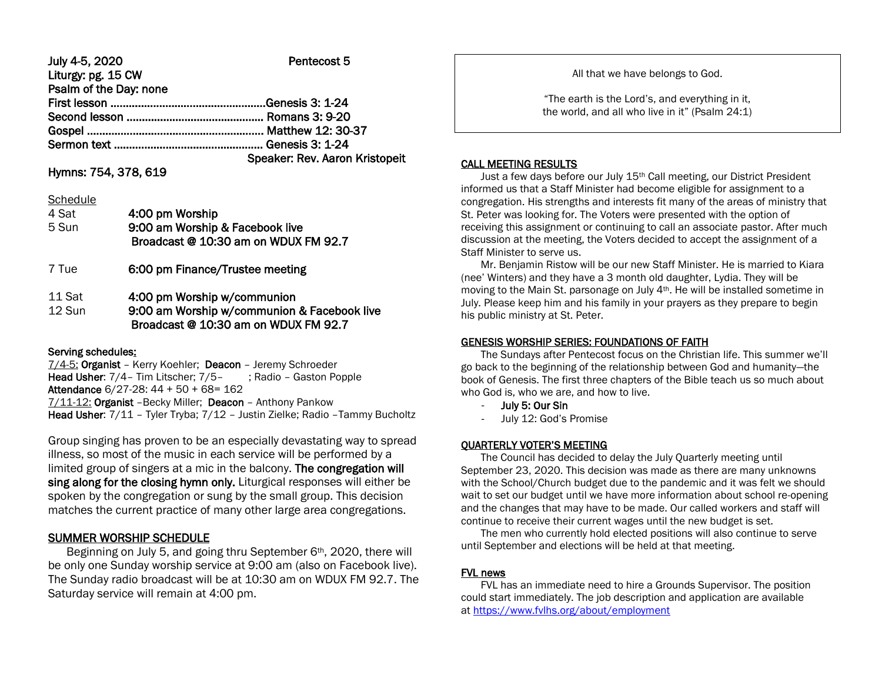**July 4-5, 2020** **Pentecost 5**

**Liturgy: pg. 15 CW**
**Psalm of the Day: none**
**First lesson ................................................... Genesis 3: 1-24**
**Second lesson ............................................ Romans 3: 9-20**
**Gospel ......................................................... Matthew 12: 30-37**
**Sermon text ................................................ Genesis 3: 1-24**
**Speaker: Rev. Aaron Kristopeit**

**Hymns: 754, 378, 619**

Schedule

| | |
|---|---|
| 4 Sat | **4:00 pm Worship** |
| 5 Sun | **9:00 am Worship & Facebook live Broadcast @ 10:30 am on WDUX FM 92.7** |
| 7 Tue | **6:00 pm Finance/Trustee meeting** |
| 11 Sat | **4:00 pm Worship w/communion** |
| 12 Sun | **9:00 am Worship w/communion & Facebook live Broadcast @ 10:30 am on WDUX FM 92.7** |

**Serving schedules:**
7/4-5: **Organist** – Kerry Koehler; **Deacon** – Jeremy Schroeder
**Head Usher**: 7/4– Tim Litscher; 7/5– ; Radio – Gaston Popple
**Attendance** 6/27-28: 44 + 50 + 68= 162
7/11-12: **Organist** –Becky Miller; **Deacon** – Anthony Pankow
**Head Usher**: 7/11 – Tyler Tryba; 7/12 – Justin Zielke; Radio –Tammy Bucholtz

Group singing has proven to be an especially devastating way to spread illness, so most of the music in each service will be performed by a limited group of singers at a mic in the balcony. **The congregation will sing along for the closing hymn only.** Liturgical responses will either be spoken by the congregation or sung by the small group. This decision matches the current practice of many other large area congregations.

## SUMMER WORSHIP SCHEDULE

Beginning on July 5, and going thru September 6th, 2020, there will be only one Sunday worship service at 9:00 am (also on Facebook live). The Sunday radio broadcast will be at 10:30 am on WDUX FM 92.7. The Saturday service will remain at 4:00 pm.

All that we have belongs to God.

"The earth is the Lord's, and everything in it, the world, and all who live in it" (Psalm 24:1)

## CALL MEETING RESULTS

Just a few days before our July 15th Call meeting, our District President informed us that a Staff Minister had become eligible for assignment to a congregation. His strengths and interests fit many of the areas of ministry that St. Peter was looking for. The Voters were presented with the option of receiving this assignment or continuing to call an associate pastor. After much discussion at the meeting, the Voters decided to accept the assignment of a Staff Minister to serve us.

Mr. Benjamin Ristow will be our new Staff Minister. He is married to Kiara (nee' Winters) and they have a 3 month old daughter, Lydia. They will be moving to the Main St. parsonage on July 4th. He will be installed sometime in July. Please keep him and his family in your prayers as they prepare to begin his public ministry at St. Peter.

## GENESIS WORSHIP SERIES: FOUNDATIONS OF FAITH

The Sundays after Pentecost focus on the Christian life. This summer we'll go back to the beginning of the relationship between God and humanity—the book of Genesis. The first three chapters of the Bible teach us so much about who God is, who we are, and how to live.

- **July 5: Our Sin**
- July 12: God's Promise

## QUARTERLY VOTER'S MEETING

The Council has decided to delay the July Quarterly meeting until September 23, 2020. This decision was made as there are many unknowns with the School/Church budget due to the pandemic and it was felt we should wait to set our budget until we have more information about school re-opening and the changes that may have to be made. Our called workers and staff will continue to receive their current wages until the new budget is set.

The men who currently hold elected positions will also continue to serve until September and elections will be held at that meeting.

## FVL news

FVL has an immediate need to hire a Grounds Supervisor. The position could start immediately. The job description and application are available at https://www.fvlhs.org/about/employment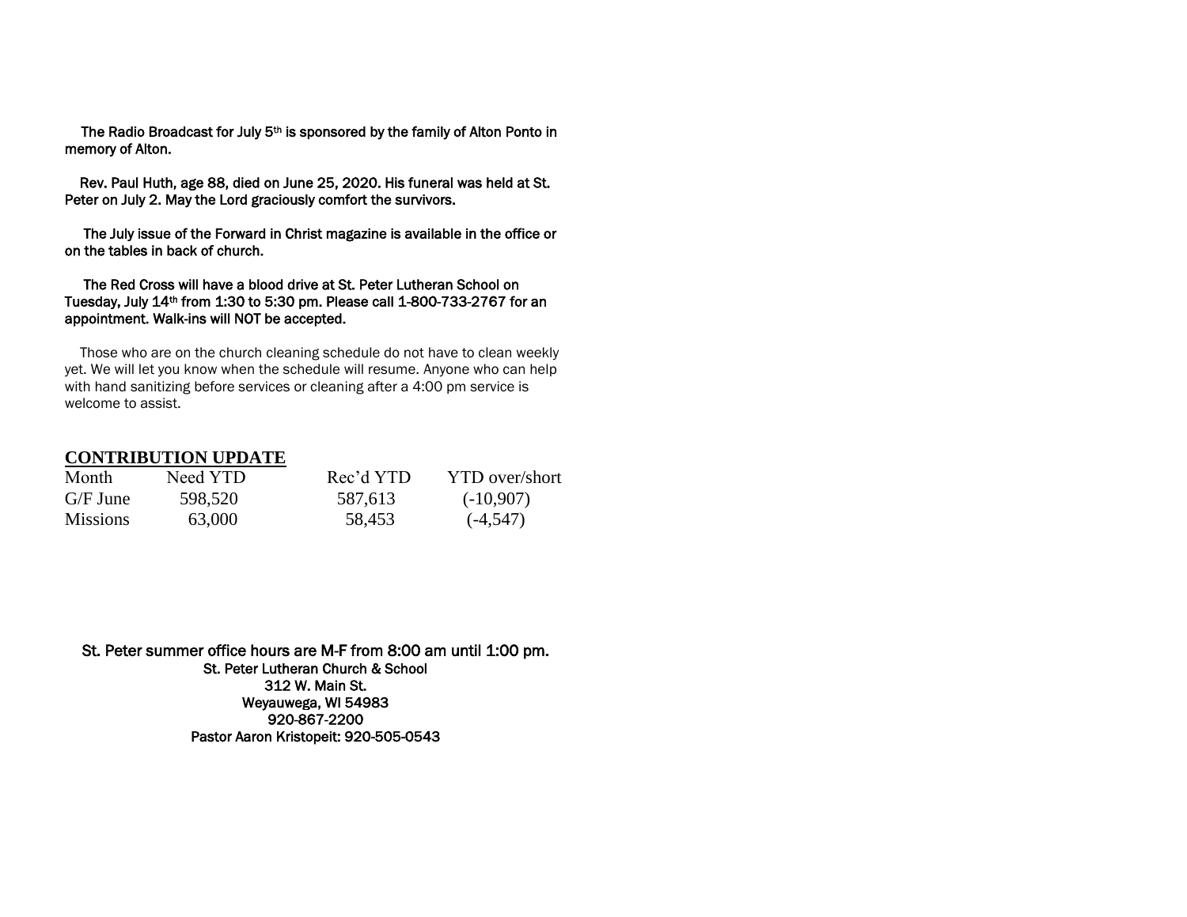The Radio Broadcast for July 5th is sponsored by the family of Alton Ponto in memory of Alton.

Rev. Paul Huth, age 88, died on June 25, 2020. His funeral was held at St. Peter on July 2. May the Lord graciously comfort the survivors.

The July issue of the Forward in Christ magazine is available in the office or on the tables in back of church.

The Red Cross will have a blood drive at St. Peter Lutheran School on Tuesday, July 14th from 1:30 to 5:30 pm. Please call 1-800-733-2767 for an appointment. Walk-ins will NOT be accepted.

Those who are on the church cleaning schedule do not have to clean weekly yet. We will let you know when the schedule will resume. Anyone who can help with hand sanitizing before services or cleaning after a 4:00 pm service is welcome to assist.

**CONTRIBUTION UPDATE**

| Month | Need YTD | Rec'd YTD | YTD over/short |
|---|---|---|---|
| G/F June | 598,520 | 587,613 | (-10,907) |
| Missions | 63,000 | 58,453 | (-4,547) |

St. Peter summer office hours are M-F from 8:00 am until 1:00 pm.

St. Peter Lutheran Church & School
312 W. Main St.
Weyauwega, WI 54983
920-867-2200
Pastor Aaron Kristopeit: 920-505-0543